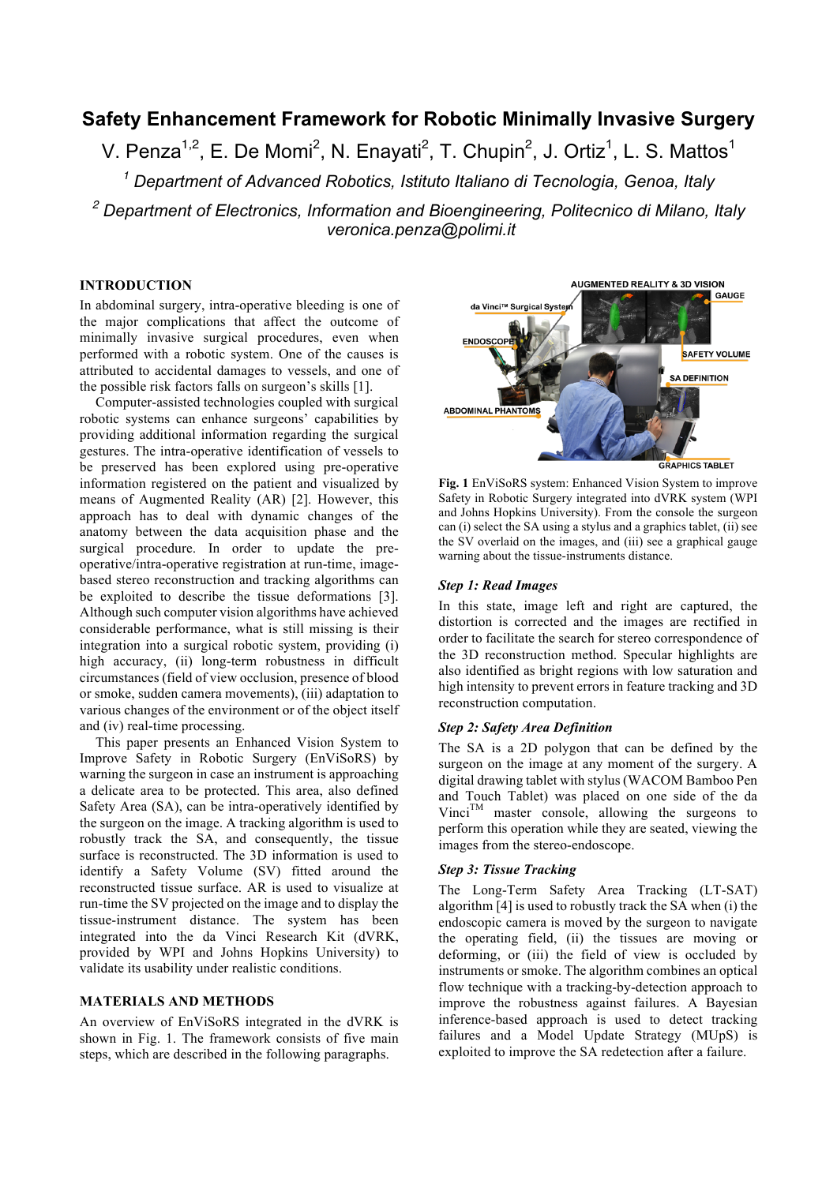# Safety Enhancement Framework for Robotic Minimally Invasive Surgery

V. Penza[1,2], E. De Momi[2], N. Enayati[2], T. Chupin[2], J. Ortiz[1], L. S. Mattos[1]

[1] *Department of Advanced Robotics, Istituto Italiano di Tecnologia, Genoa, Italy*

[2] *Department of Electronics, Information and Bioengineering, Politecnico di Milano, Italy*
*veronica.penza@polimi.it*

## INTRODUCTION

In abdominal surgery, intra-operative bleeding is one of the major complications that affect the outcome of minimally invasive surgical procedures, even when performed with a robotic system. One of the causes is attributed to accidental damages to vessels, and one of the possible risk factors falls on surgeon's skills [1].

Computer-assisted technologies coupled with surgical robotic systems can enhance surgeons' capabilities by providing additional information regarding the surgical gestures. The intra-operative identification of vessels to be preserved has been explored using pre-operative information registered on the patient and visualized by means of Augmented Reality (AR) [2]. However, this approach has to deal with dynamic changes of the anatomy between the data acquisition phase and the surgical procedure. In order to update the pre-operative/intra-operative registration at run-time, image-based stereo reconstruction and tracking algorithms can be exploited to describe the tissue deformations [3]. Although such computer vision algorithms have achieved considerable performance, what is still missing is their integration into a surgical robotic system, providing (i) high accuracy, (ii) long-term robustness in difficult circumstances (field of view occlusion, presence of blood or smoke, sudden camera movements), (iii) adaptation to various changes of the environment or of the object itself and (iv) real-time processing.

This paper presents an Enhanced Vision System to Improve Safety in Robotic Surgery (EnViSoRS) by warning the surgeon in case an instrument is approaching a delicate area to be protected. This area, also defined Safety Area (SA), can be intra-operatively identified by the surgeon on the image. A tracking algorithm is used to robustly track the SA, and consequently, the tissue surface is reconstructed. The 3D information is used to identify a Safety Volume (SV) fitted around the reconstructed tissue surface. AR is used to visualize at run-time the SV projected on the image and to display the tissue-instrument distance. The system has been integrated into the da Vinci Research Kit (dVRK, provided by WPI and Johns Hopkins University) to validate its usability under realistic conditions.

## MATERIALS AND METHODS

An overview of EnViSoRS integrated in the dVRK is shown in Fig. 1. The framework consists of five main steps, which are described in the following paragraphs.

**Fig. 1** EnViSoRS system: Enhanced Vision System to improve Safety in Robotic Surgery integrated into dVRK system (WPI and Johns Hopkins University). From the console the surgeon can (i) select the SA using a stylus and a graphics tablet, (ii) see the SV overlaid on the images, and (iii) see a graphical gauge warning about the tissue-instruments distance.

### *Step 1: Read Images*

In this state, image left and right are captured, the distortion is corrected and the images are rectified in order to facilitate the search for stereo correspondence of the 3D reconstruction method. Specular highlights are also identified as bright regions with low saturation and high intensity to prevent errors in feature tracking and 3D reconstruction computation.

### *Step 2: Safety Area Definition*

The SA is a 2D polygon that can be defined by the surgeon on the image at any moment of the surgery. A digital drawing tablet with stylus (WACOM Bamboo Pen and Touch Tablet) was placed on one side of the da Vinci™ master console, allowing the surgeons to perform this operation while they are seated, viewing the images from the stereo-endoscope.

### *Step 3: Tissue Tracking*

The Long-Term Safety Area Tracking (LT-SAT) algorithm [4] is used to robustly track the SA when (i) the endoscopic camera is moved by the surgeon to navigate the operating field, (ii) the tissues are moving or deforming, or (iii) the field of view is occluded by instruments or smoke. The algorithm combines an optical flow technique with a tracking-by-detection approach to improve the robustness against failures. A Bayesian inference-based approach is used to detect tracking failures and a Model Update Strategy (MUpS) is exploited to improve the SA redetection after a failure.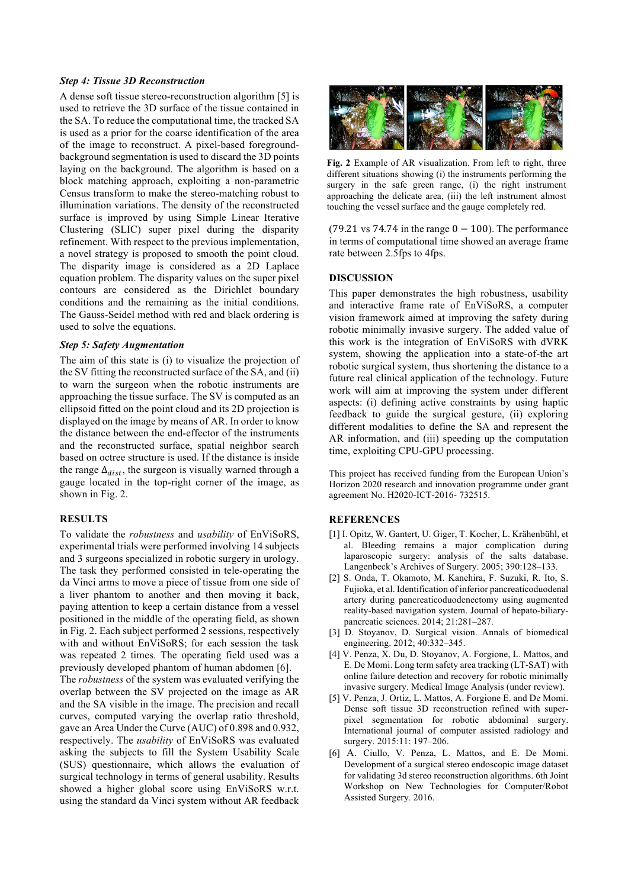### *Step 4: Tissue 3D Reconstruction*

A dense soft tissue stereo-reconstruction algorithm [5] is used to retrieve the 3D surface of the tissue contained in the SA. To reduce the computational time, the tracked SA is used as a prior for the coarse identification of the area of the image to reconstruct. A pixel-based foreground-background segmentation is used to discard the 3D points laying on the background. The algorithm is based on a block matching approach, exploiting a non-parametric Census transform to make the stereo-matching robust to illumination variations. The density of the reconstructed surface is improved by using Simple Linear Iterative Clustering (SLIC) super pixel during the disparity refinement. With respect to the previous implementation, a novel strategy is proposed to smooth the point cloud. The disparity image is considered as a 2D Laplace equation problem. The disparity values on the super pixel contours are considered as the Dirichlet boundary conditions and the remaining as the initial conditions. The Gauss-Seidel method with red and black ordering is used to solve the equations.

### *Step 5: Safety Augmentation*

The aim of this state is (i) to visualize the projection of the SV fitting the reconstructed surface of the SA, and (ii) to warn the surgeon when the robotic instruments are approaching the tissue surface. The SV is computed as an ellipsoid fitted on the point cloud and its 2D projection is displayed on the image by means of AR. In order to know the distance between the end-effector of the instruments and the reconstructed surface, spatial neighbor search based on octree structure is used. If the distance is inside the range $\Delta_{dist}$, the surgeon is visually warned through a gauge located in the top-right corner of the image, as shown in Fig. 2.

## RESULTS

To validate the *robustness* and *usability* of EnViSoRS, experimental trials were performed involving 14 subjects and 3 surgeons specialized in robotic surgery in urology. The task they performed consisted in tele-operating the da Vinci arms to move a piece of tissue from one side of a liver phantom to another and then moving it back, paying attention to keep a certain distance from a vessel positioned in the middle of the operating field, as shown in Fig. 2. Each subject performed 2 sessions, respectively with and without EnViSoRS; for each session the task was repeated 2 times. The operating field used was a previously developed phantom of human abdomen [6].
The *robustness* of the system was evaluated verifying the overlap between the SV projected on the image as AR and the SA visible in the image. The precision and recall curves, computed varying the overlap ratio threshold, gave an Area Under the Curve (AUC) of 0.898 and 0.932, respectively. The *usability* of EnViSoRS was evaluated asking the subjects to fill the System Usability Scale (SUS) questionnaire, which allows the evaluation of surgical technology in terms of general usability. Results showed a higher global score using EnViSoRS w.r.t. using the standard da Vinci system without AR feedback

**Fig. 2** Example of AR visualization. From left to right, three different situations showing (i) the instruments performing the surgery in the safe green range, (i) the right instrument approaching the delicate area, (iii) the left instrument almost touching the vessel surface and the gauge completely red.

(79.21 vs 74.74 in the range $0-100$). The performance in terms of computational time showed an average frame rate between 2.5fps to 4fps.

## DISCUSSION

This paper demonstrates the high robustness, usability and interactive frame rate of EnViSoRS, a computer vision framework aimed at improving the safety during robotic minimally invasive surgery. The added value of this work is the integration of EnViSoRS with dVRK system, showing the application into a state-of-the art robotic surgical system, thus shortening the distance to a future real clinical application of the technology. Future work will aim at improving the system under different aspects: (i) defining active constraints by using haptic feedback to guide the surgical gesture, (ii) exploring different modalities to define the SA and represent the AR information, and (iii) speeding up the computation time, exploiting CPU-GPU processing.

This project has received funding from the European Union's Horizon 2020 research and innovation programme under grant agreement No. H2020-ICT-2016- 732515.

## REFERENCES

[1] I. Opitz, W. Gantert, U. Giger, T. Kocher, L. Krähenbühl, et al. Bleeding remains a major complication during laparoscopic surgery: analysis of the salts database. Langenbeck's Archives of Surgery. 2005; 390:128–133.

[2] S. Onda, T. Okamoto, M. Kanehira, F. Suzuki, R. Ito, S. Fujioka, et al. Identification of inferior pancreaticoduodenal artery during pancreaticoduodenectomy using augmented reality-based navigation system. Journal of hepato-biliary-pancreatic sciences. 2014; 21:281–287.

[3] D. Stoyanov, D. Surgical vision. Annals of biomedical engineering. 2012; 40:332–345.

[4] V. Penza, X. Du, D. Stoyanov, A. Forgione, L. Mattos, and E. De Momi. Long term safety area tracking (LT-SAT) with online failure detection and recovery for robotic minimally invasive surgery. Medical Image Analysis (under review).

[5] V. Penza, J. Ortiz, L. Mattos, A. Forgione E. and De Momi. Dense soft tissue 3D reconstruction refined with super-pixel segmentation for robotic abdominal surgery. International journal of computer assisted radiology and surgery. 2015:11: 197–206.

[6] A. Ciullo, V. Penza, L. Mattos, and E. De Momi. Development of a surgical stereo endoscopic image dataset for validating 3d stereo reconstruction algorithms. 6th Joint Workshop on New Technologies for Computer/Robot Assisted Surgery. 2016.